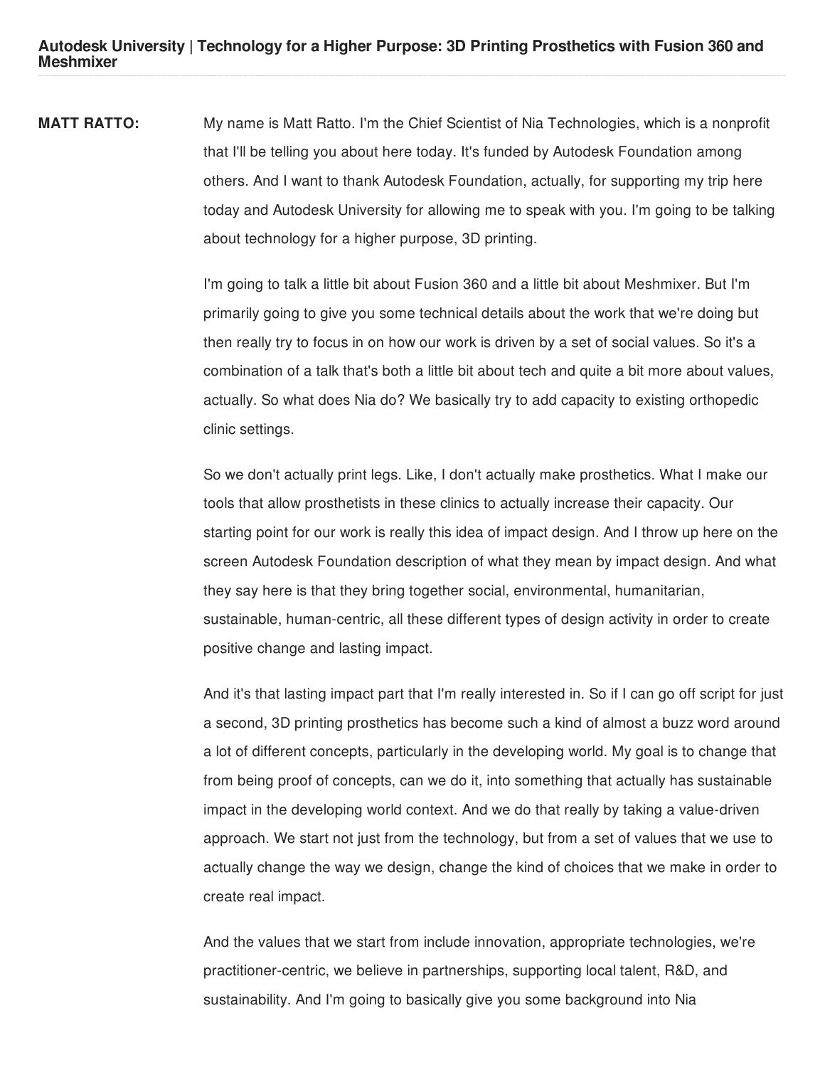**MATT RATTO:** My name is Matt Ratto. I'm the Chief Scientist of Nia Technologies, which is a nonprofit that I'll be telling you about here today. It's funded by Autodesk Foundation among others. And I want to thank Autodesk Foundation, actually, for supporting my trip here today and Autodesk University for allowing me to speak with you. I'm going to be talking about technology for a higher purpose, 3D printing.

I'm going to talk a little bit about Fusion 360 and a little bit about Meshmixer. But I'm primarily going to give you some technical details about the work that we're doing but then really try to focus in on how our work is driven by a set of social values. So it's a combination of a talk that's both a little bit about tech and quite a bit more about values, actually. So what does Nia do? We basically try to add capacity to existing orthopedic clinic settings.

So we don't actually print legs. Like, I don't actually make prosthetics. What I make our tools that allow prosthetists in these clinics to actually increase their capacity. Our starting point for our work is really this idea of impact design. And I throw up here on the screen Autodesk Foundation description of what they mean by impact design. And what they say here is that they bring together social, environmental, humanitarian, sustainable, human-centric, all these different types of design activity in order to create positive change and lasting impact.

And it's that lasting impact part that I'm really interested in. So if I can go off script for just a second, 3D printing prosthetics has become such a kind of almost a buzz word around a lot of different concepts, particularly in the developing world. My goal is to change that from being proof of concepts, can we do it, into something that actually has sustainable impact in the developing world context. And we do that really by taking a value-driven approach. We start not just from the technology, but from a set of values that we use to actually change the way we design, change the kind of choices that we make in order to create real impact.

And the values that we start from include innovation, appropriate technologies, we're practitioner-centric, we believe in partnerships, supporting local talent, R&D, and sustainability. And I'm going to basically give you some background into Nia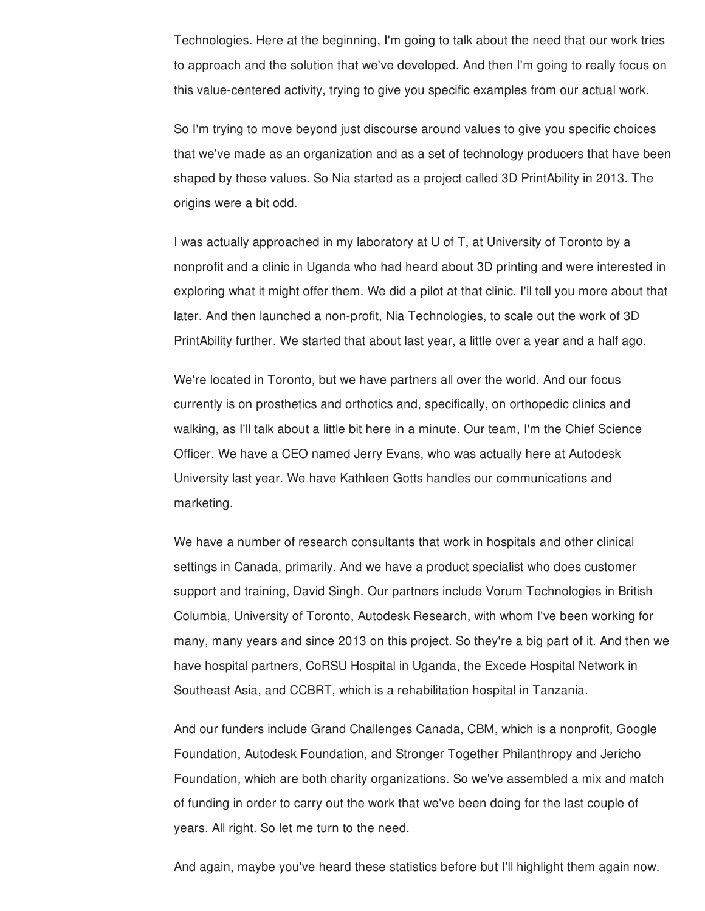Technologies. Here at the beginning, I'm going to talk about the need that our work tries to approach and the solution that we've developed. And then I'm going to really focus on this value-centered activity, trying to give you specific examples from our actual work.

So I'm trying to move beyond just discourse around values to give you specific choices that we've made as an organization and as a set of technology producers that have been shaped by these values. So Nia started as a project called 3D PrintAbility in 2013. The origins were a bit odd.

I was actually approached in my laboratory at U of T, at University of Toronto by a nonprofit and a clinic in Uganda who had heard about 3D printing and were interested in exploring what it might offer them. We did a pilot at that clinic. I'll tell you more about that later. And then launched a non-profit, Nia Technologies, to scale out the work of 3D PrintAbility further. We started that about last year, a little over a year and a half ago.

We're located in Toronto, but we have partners all over the world. And our focus currently is on prosthetics and orthotics and, specifically, on orthopedic clinics and walking, as I'll talk about a little bit here in a minute. Our team, I'm the Chief Science Officer. We have a CEO named Jerry Evans, who was actually here at Autodesk University last year. We have Kathleen Gotts handles our communications and marketing.

We have a number of research consultants that work in hospitals and other clinical settings in Canada, primarily. And we have a product specialist who does customer support and training, David Singh. Our partners include Vorum Technologies in British Columbia, University of Toronto, Autodesk Research, with whom I've been working for many, many years and since 2013 on this project. So they're a big part of it. And then we have hospital partners, CoRSU Hospital in Uganda, the Excede Hospital Network in Southeast Asia, and CCBRT, which is a rehabilitation hospital in Tanzania.

And our funders include Grand Challenges Canada, CBM, which is a nonprofit, Google Foundation, Autodesk Foundation, and Stronger Together Philanthropy and Jericho Foundation, which are both charity organizations. So we've assembled a mix and match of funding in order to carry out the work that we've been doing for the last couple of years. All right. So let me turn to the need.

And again, maybe you've heard these statistics before but I'll highlight them again now.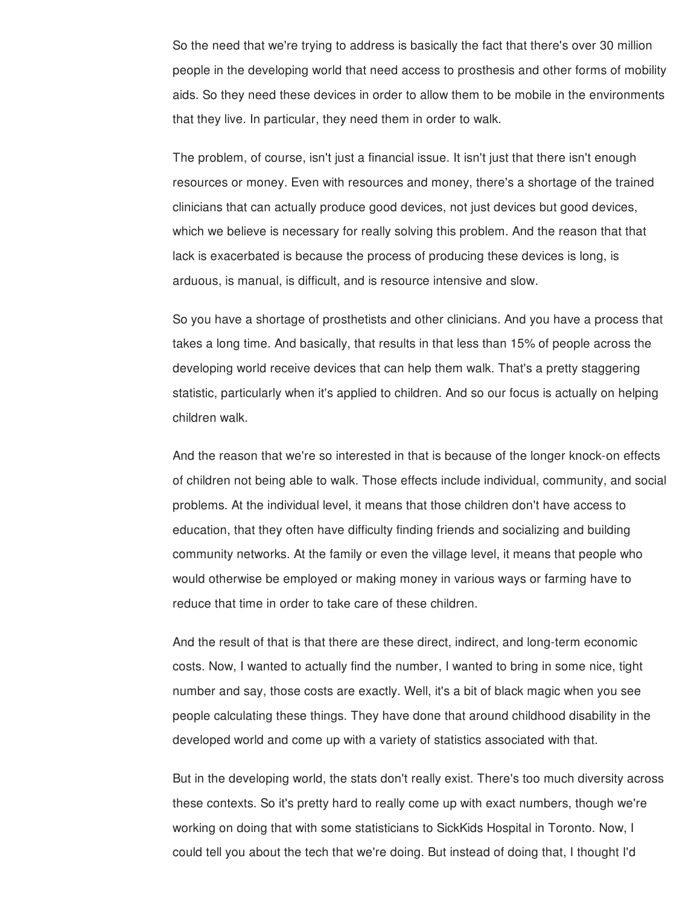So the need that we're trying to address is basically the fact that there's over 30 million people in the developing world that need access to prosthesis and other forms of mobility aids. So they need these devices in order to allow them to be mobile in the environments that they live. In particular, they need them in order to walk.

The problem, of course, isn't just a financial issue. It isn't just that there isn't enough resources or money. Even with resources and money, there's a shortage of the trained clinicians that can actually produce good devices, not just devices but good devices, which we believe is necessary for really solving this problem. And the reason that that lack is exacerbated is because the process of producing these devices is long, is arduous, is manual, is difficult, and is resource intensive and slow.

So you have a shortage of prosthetists and other clinicians. And you have a process that takes a long time. And basically, that results in that less than 15% of people across the developing world receive devices that can help them walk. That's a pretty staggering statistic, particularly when it's applied to children. And so our focus is actually on helping children walk.

And the reason that we're so interested in that is because of the longer knock-on effects of children not being able to walk. Those effects include individual, community, and social problems. At the individual level, it means that those children don't have access to education, that they often have difficulty finding friends and socializing and building community networks. At the family or even the village level, it means that people who would otherwise be employed or making money in various ways or farming have to reduce that time in order to take care of these children.

And the result of that is that there are these direct, indirect, and long-term economic costs. Now, I wanted to actually find the number, I wanted to bring in some nice, tight number and say, those costs are exactly. Well, it's a bit of black magic when you see people calculating these things. They have done that around childhood disability in the developed world and come up with a variety of statistics associated with that.

But in the developing world, the stats don't really exist. There's too much diversity across these contexts. So it's pretty hard to really come up with exact numbers, though we're working on doing that with some statisticians to SickKids Hospital in Toronto. Now, I could tell you about the tech that we're doing. But instead of doing that, I thought I'd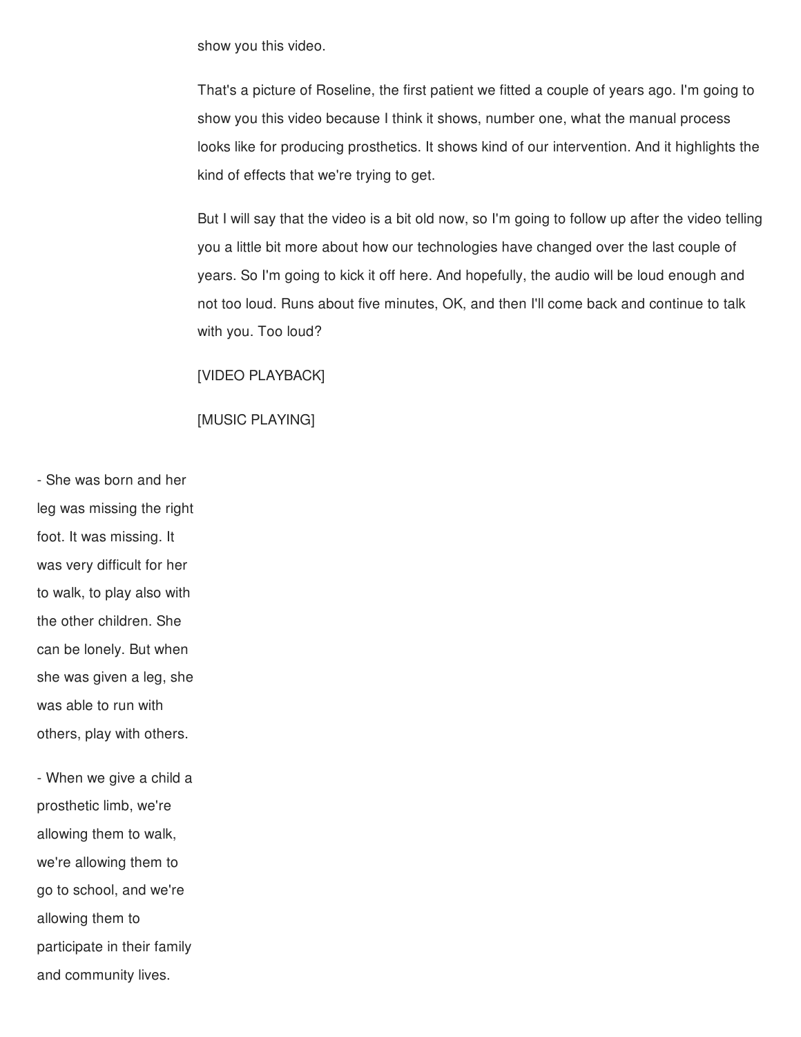show you this video.

That's a picture of Roseline, the first patient we fitted a couple of years ago. I'm going to show you this video because I think it shows, number one, what the manual process looks like for producing prosthetics. It shows kind of our intervention. And it highlights the kind of effects that we're trying to get.

But I will say that the video is a bit old now, so I'm going to follow up after the video telling you a little bit more about how our technologies have changed over the last couple of years. So I'm going to kick it off here. And hopefully, the audio will be loud enough and not too loud. Runs about five minutes, OK, and then I'll come back and continue to talk with you. Too loud?

[VIDEO PLAYBACK]

[MUSIC PLAYING]

- She was born and her leg was missing the right foot. It was missing. It was very difficult for her to walk, to play also with the other children. She can be lonely. But when she was given a leg, she was able to run with others, play with others.

- When we give a child a prosthetic limb, we're allowing them to walk, we're allowing them to go to school, and we're allowing them to participate in their family and community lives.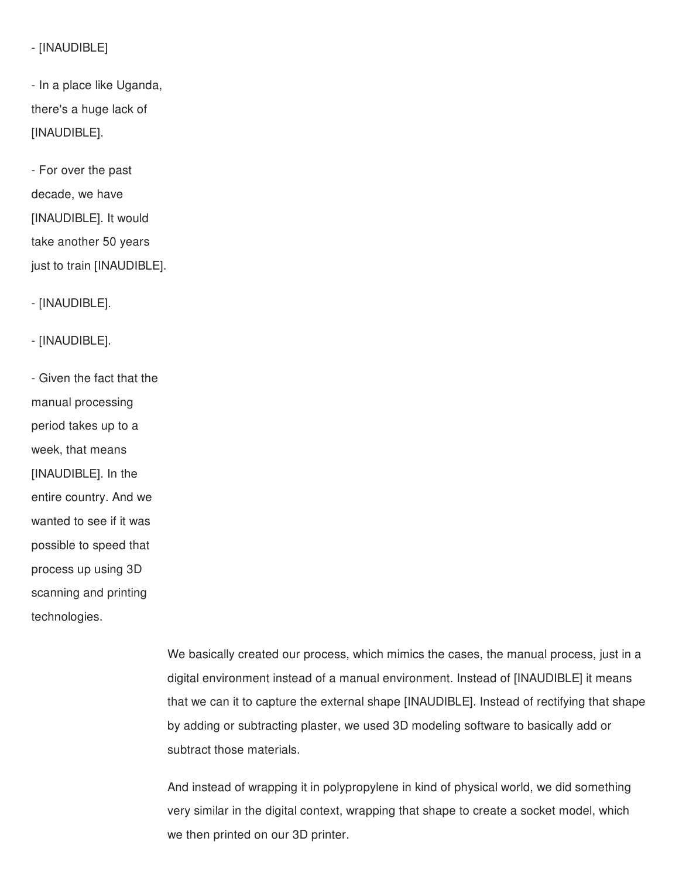- [INAUDIBLE]

- In a place like Uganda, there's a huge lack of [INAUDIBLE].

- For over the past decade, we have [INAUDIBLE]. It would take another 50 years just to train [INAUDIBLE].

- [INAUDIBLE].

- [INAUDIBLE].

- Given the fact that the manual processing period takes up to a week, that means [INAUDIBLE]. In the entire country. And we wanted to see if it was possible to speed that process up using 3D scanning and printing technologies.

We basically created our process, which mimics the cases, the manual process, just in a digital environment instead of a manual environment. Instead of [INAUDIBLE] it means that we can it to capture the external shape [INAUDIBLE]. Instead of rectifying that shape by adding or subtracting plaster, we used 3D modeling software to basically add or subtract those materials.

And instead of wrapping it in polypropylene in kind of physical world, we did something very similar in the digital context, wrapping that shape to create a socket model, which we then printed on our 3D printer.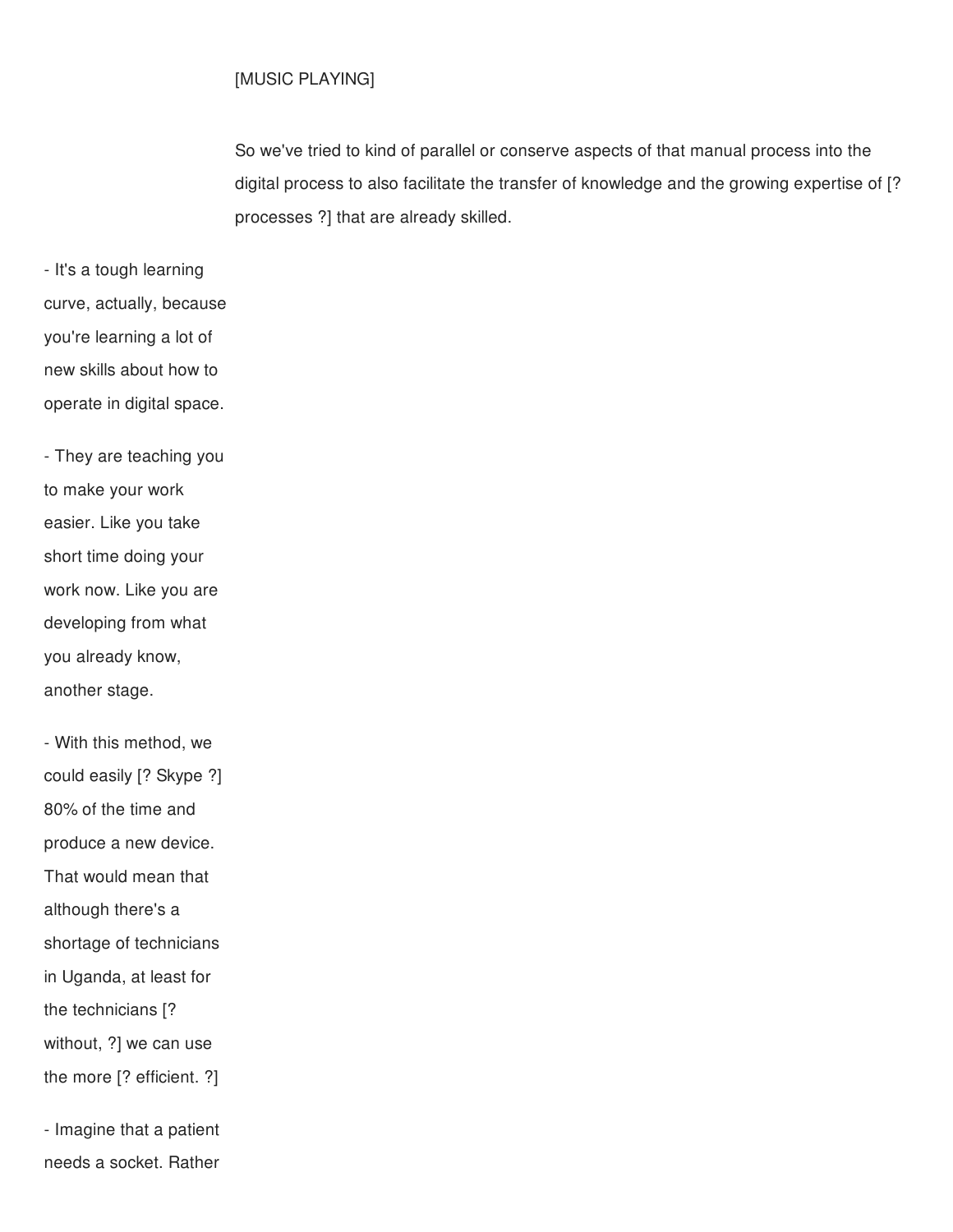[MUSIC PLAYING]

So we've tried to kind of parallel or conserve aspects of that manual process into the digital process to also facilitate the transfer of knowledge and the growing expertise of [? processes ?] that are already skilled.

- It's a tough learning curve, actually, because you're learning a lot of new skills about how to operate in digital space.

- They are teaching you to make your work easier. Like you take short time doing your work now. Like you are developing from what you already know, another stage.

- With this method, we could easily [? Skype ?] 80% of the time and produce a new device. That would mean that although there's a shortage of technicians in Uganda, at least for the technicians [? without, ?] we can use the more [? efficient. ?]

- Imagine that a patient needs a socket. Rather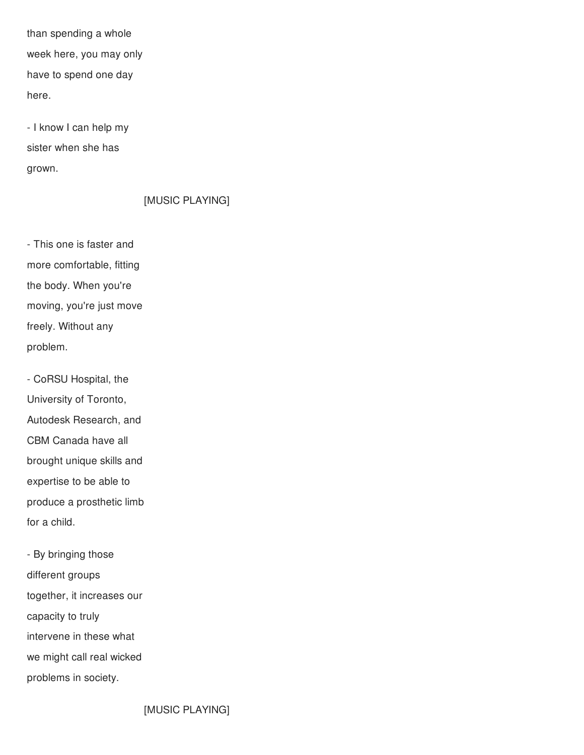than spending a whole week here, you may only have to spend one day here.

- I know I can help my sister when she has grown.

[MUSIC PLAYING]

- This one is faster and more comfortable, fitting the body. When you're moving, you're just move freely. Without any problem.

- CoRSU Hospital, the University of Toronto, Autodesk Research, and CBM Canada have all brought unique skills and expertise to be able to produce a prosthetic limb for a child.

- By bringing those different groups together, it increases our capacity to truly intervene in these what we might call real wicked problems in society.

[MUSIC PLAYING]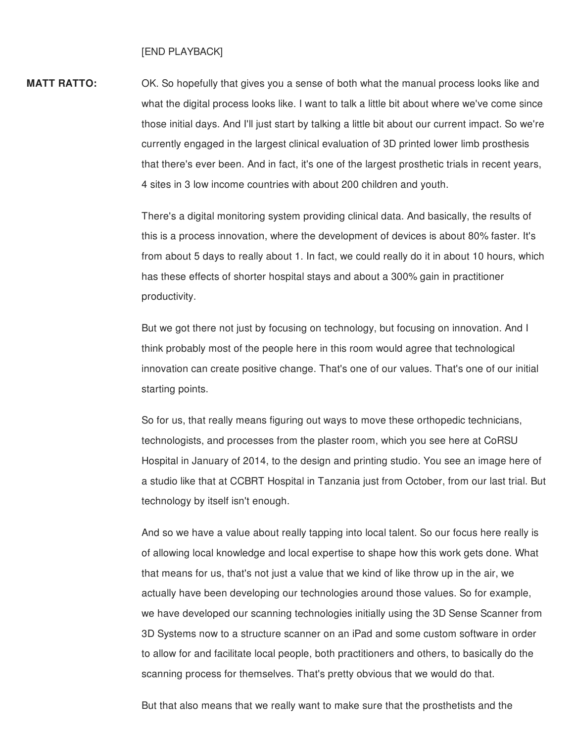[END PLAYBACK]

**MATT RATTO:** OK. So hopefully that gives you a sense of both what the manual process looks like and what the digital process looks like. I want to talk a little bit about where we've come since those initial days. And I'll just start by talking a little bit about our current impact. So we're currently engaged in the largest clinical evaluation of 3D printed lower limb prosthesis that there's ever been. And in fact, it's one of the largest prosthetic trials in recent years, 4 sites in 3 low income countries with about 200 children and youth.

There's a digital monitoring system providing clinical data. And basically, the results of this is a process innovation, where the development of devices is about 80% faster. It's from about 5 days to really about 1. In fact, we could really do it in about 10 hours, which has these effects of shorter hospital stays and about a 300% gain in practitioner productivity.

But we got there not just by focusing on technology, but focusing on innovation. And I think probably most of the people here in this room would agree that technological innovation can create positive change. That's one of our values. That's one of our initial starting points.

So for us, that really means figuring out ways to move these orthopedic technicians, technologists, and processes from the plaster room, which you see here at CoRSU Hospital in January of 2014, to the design and printing studio. You see an image here of a studio like that at CCBRT Hospital in Tanzania just from October, from our last trial. But technology by itself isn't enough.

And so we have a value about really tapping into local talent. So our focus here really is of allowing local knowledge and local expertise to shape how this work gets done. What that means for us, that's not just a value that we kind of like throw up in the air, we actually have been developing our technologies around those values. So for example, we have developed our scanning technologies initially using the 3D Sense Scanner from 3D Systems now to a structure scanner on an iPad and some custom software in order to allow for and facilitate local people, both practitioners and others, to basically do the scanning process for themselves. That's pretty obvious that we would do that.

But that also means that we really want to make sure that the prosthetists and the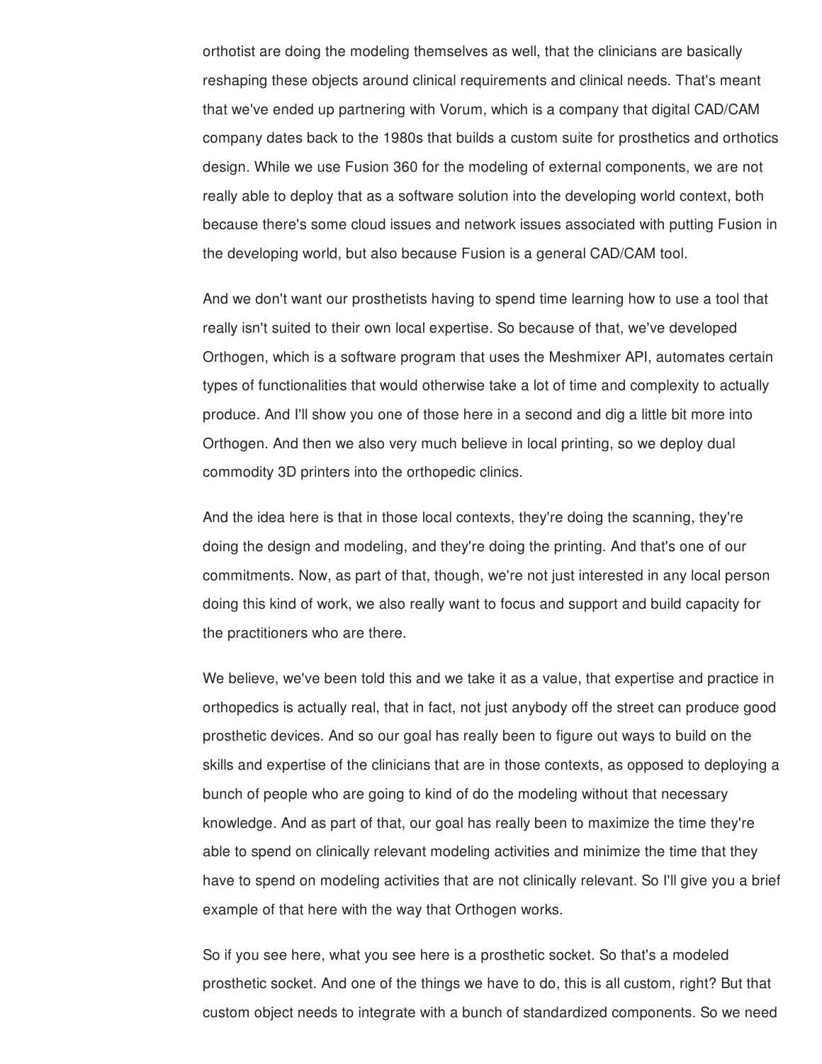orthotist are doing the modeling themselves as well, that the clinicians are basically reshaping these objects around clinical requirements and clinical needs. That's meant that we've ended up partnering with Vorum, which is a company that digital CAD/CAM company dates back to the 1980s that builds a custom suite for prosthetics and orthotics design. While we use Fusion 360 for the modeling of external components, we are not really able to deploy that as a software solution into the developing world context, both because there's some cloud issues and network issues associated with putting Fusion in the developing world, but also because Fusion is a general CAD/CAM tool.

And we don't want our prosthetists having to spend time learning how to use a tool that really isn't suited to their own local expertise. So because of that, we've developed Orthogen, which is a software program that uses the Meshmixer API, automates certain types of functionalities that would otherwise take a lot of time and complexity to actually produce. And I'll show you one of those here in a second and dig a little bit more into Orthogen. And then we also very much believe in local printing, so we deploy dual commodity 3D printers into the orthopedic clinics.

And the idea here is that in those local contexts, they're doing the scanning, they're doing the design and modeling, and they're doing the printing. And that's one of our commitments. Now, as part of that, though, we're not just interested in any local person doing this kind of work, we also really want to focus and support and build capacity for the practitioners who are there.

We believe, we've been told this and we take it as a value, that expertise and practice in orthopedics is actually real, that in fact, not just anybody off the street can produce good prosthetic devices. And so our goal has really been to figure out ways to build on the skills and expertise of the clinicians that are in those contexts, as opposed to deploying a bunch of people who are going to kind of do the modeling without that necessary knowledge. And as part of that, our goal has really been to maximize the time they're able to spend on clinically relevant modeling activities and minimize the time that they have to spend on modeling activities that are not clinically relevant. So I'll give you a brief example of that here with the way that Orthogen works.

So if you see here, what you see here is a prosthetic socket. So that's a modeled prosthetic socket. And one of the things we have to do, this is all custom, right? But that custom object needs to integrate with a bunch of standardized components. So we need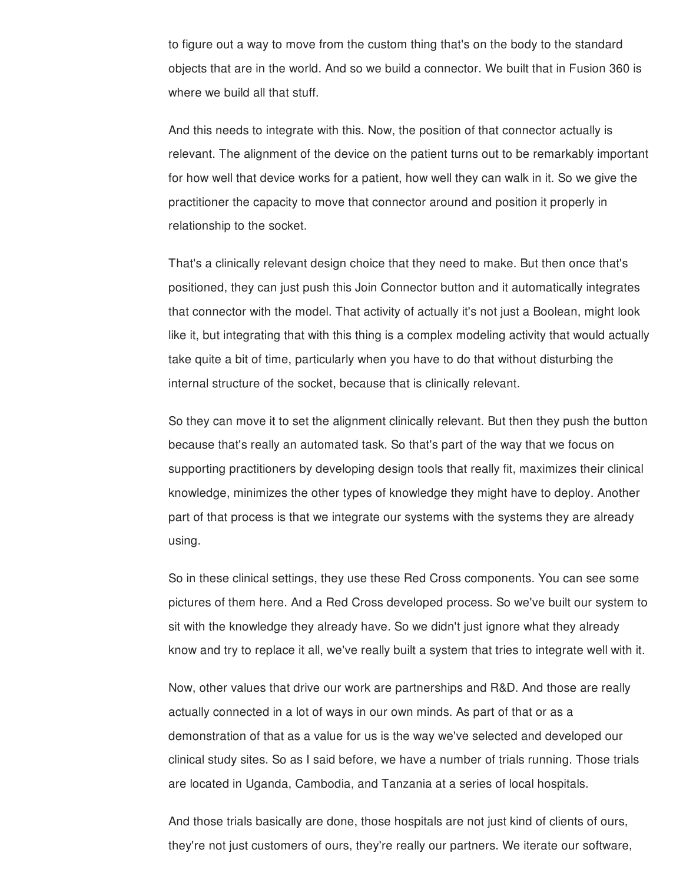to figure out a way to move from the custom thing that's on the body to the standard objects that are in the world. And so we build a connector. We built that in Fusion 360 is where we build all that stuff.

And this needs to integrate with this. Now, the position of that connector actually is relevant. The alignment of the device on the patient turns out to be remarkably important for how well that device works for a patient, how well they can walk in it. So we give the practitioner the capacity to move that connector around and position it properly in relationship to the socket.

That's a clinically relevant design choice that they need to make. But then once that's positioned, they can just push this Join Connector button and it automatically integrates that connector with the model. That activity of actually it's not just a Boolean, might look like it, but integrating that with this thing is a complex modeling activity that would actually take quite a bit of time, particularly when you have to do that without disturbing the internal structure of the socket, because that is clinically relevant.

So they can move it to set the alignment clinically relevant. But then they push the button because that's really an automated task. So that's part of the way that we focus on supporting practitioners by developing design tools that really fit, maximizes their clinical knowledge, minimizes the other types of knowledge they might have to deploy. Another part of that process is that we integrate our systems with the systems they are already using.

So in these clinical settings, they use these Red Cross components. You can see some pictures of them here. And a Red Cross developed process. So we've built our system to sit with the knowledge they already have. So we didn't just ignore what they already know and try to replace it all, we've really built a system that tries to integrate well with it.

Now, other values that drive our work are partnerships and R&D. And those are really actually connected in a lot of ways in our own minds. As part of that or as a demonstration of that as a value for us is the way we've selected and developed our clinical study sites. So as I said before, we have a number of trials running. Those trials are located in Uganda, Cambodia, and Tanzania at a series of local hospitals.

And those trials basically are done, those hospitals are not just kind of clients of ours, they're not just customers of ours, they're really our partners. We iterate our software,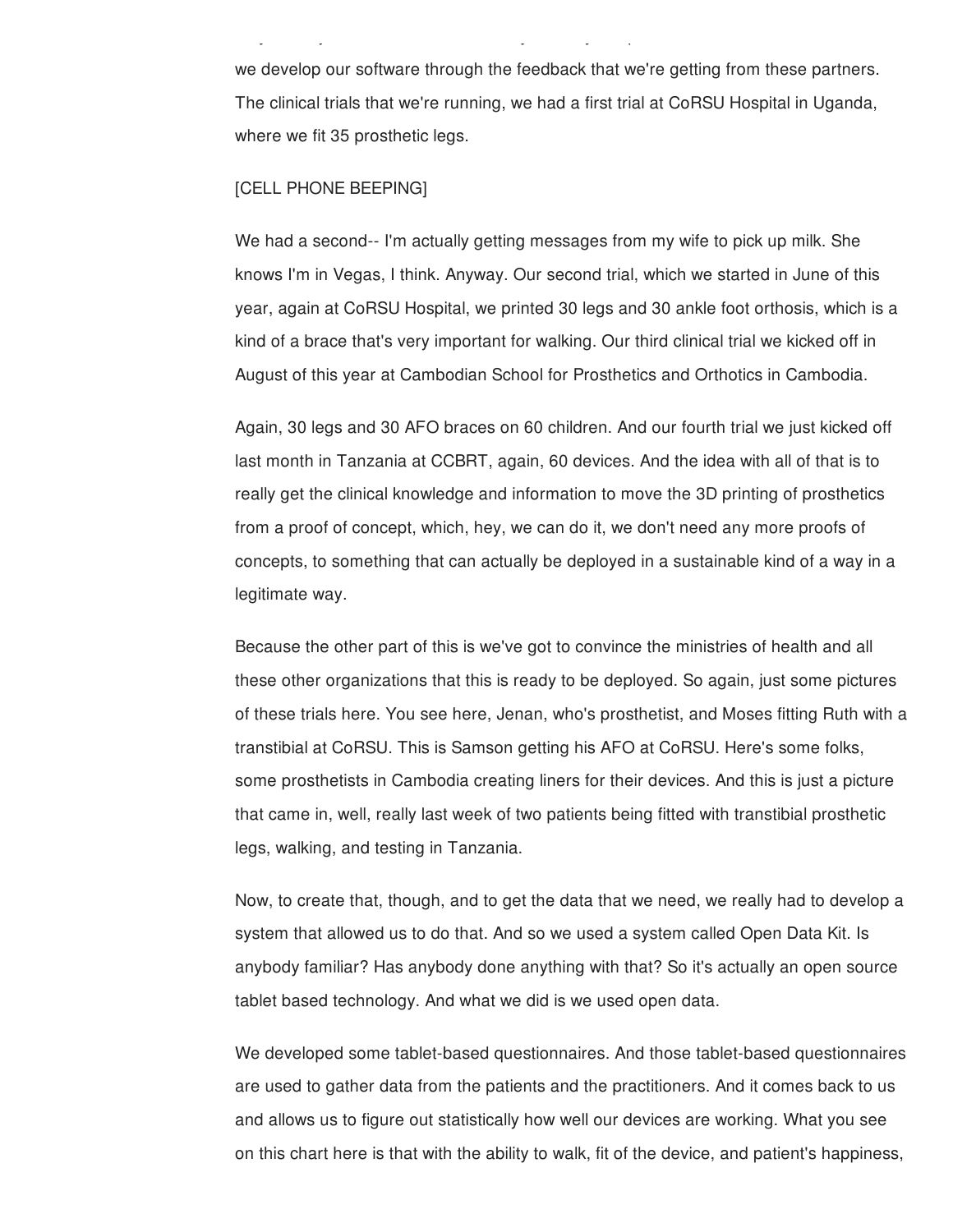we develop our software through the feedback that we're getting from these partners. The clinical trials that we're running, we had a first trial at CoRSU Hospital in Uganda, where we fit 35 prosthetic legs.

[CELL PHONE BEEPING]

We had a second-- I'm actually getting messages from my wife to pick up milk. She knows I'm in Vegas, I think. Anyway. Our second trial, which we started in June of this year, again at CoRSU Hospital, we printed 30 legs and 30 ankle foot orthosis, which is a kind of a brace that's very important for walking. Our third clinical trial we kicked off in August of this year at Cambodian School for Prosthetics and Orthotics in Cambodia.

Again, 30 legs and 30 AFO braces on 60 children. And our fourth trial we just kicked off last month in Tanzania at CCBRT, again, 60 devices. And the idea with all of that is to really get the clinical knowledge and information to move the 3D printing of prosthetics from a proof of concept, which, hey, we can do it, we don't need any more proofs of concepts, to something that can actually be deployed in a sustainable kind of a way in a legitimate way.

Because the other part of this is we've got to convince the ministries of health and all these other organizations that this is ready to be deployed. So again, just some pictures of these trials here. You see here, Jenan, who's prosthetist, and Moses fitting Ruth with a transtibial at CoRSU. This is Samson getting his AFO at CoRSU. Here's some folks, some prosthetists in Cambodia creating liners for their devices. And this is just a picture that came in, well, really last week of two patients being fitted with transtibial prosthetic legs, walking, and testing in Tanzania.

Now, to create that, though, and to get the data that we need, we really had to develop a system that allowed us to do that. And so we used a system called Open Data Kit. Is anybody familiar? Has anybody done anything with that? So it's actually an open source tablet based technology. And what we did is we used open data.

We developed some tablet-based questionnaires. And those tablet-based questionnaires are used to gather data from the patients and the practitioners. And it comes back to us and allows us to figure out statistically how well our devices are working. What you see on this chart here is that with the ability to walk, fit of the device, and patient's happiness,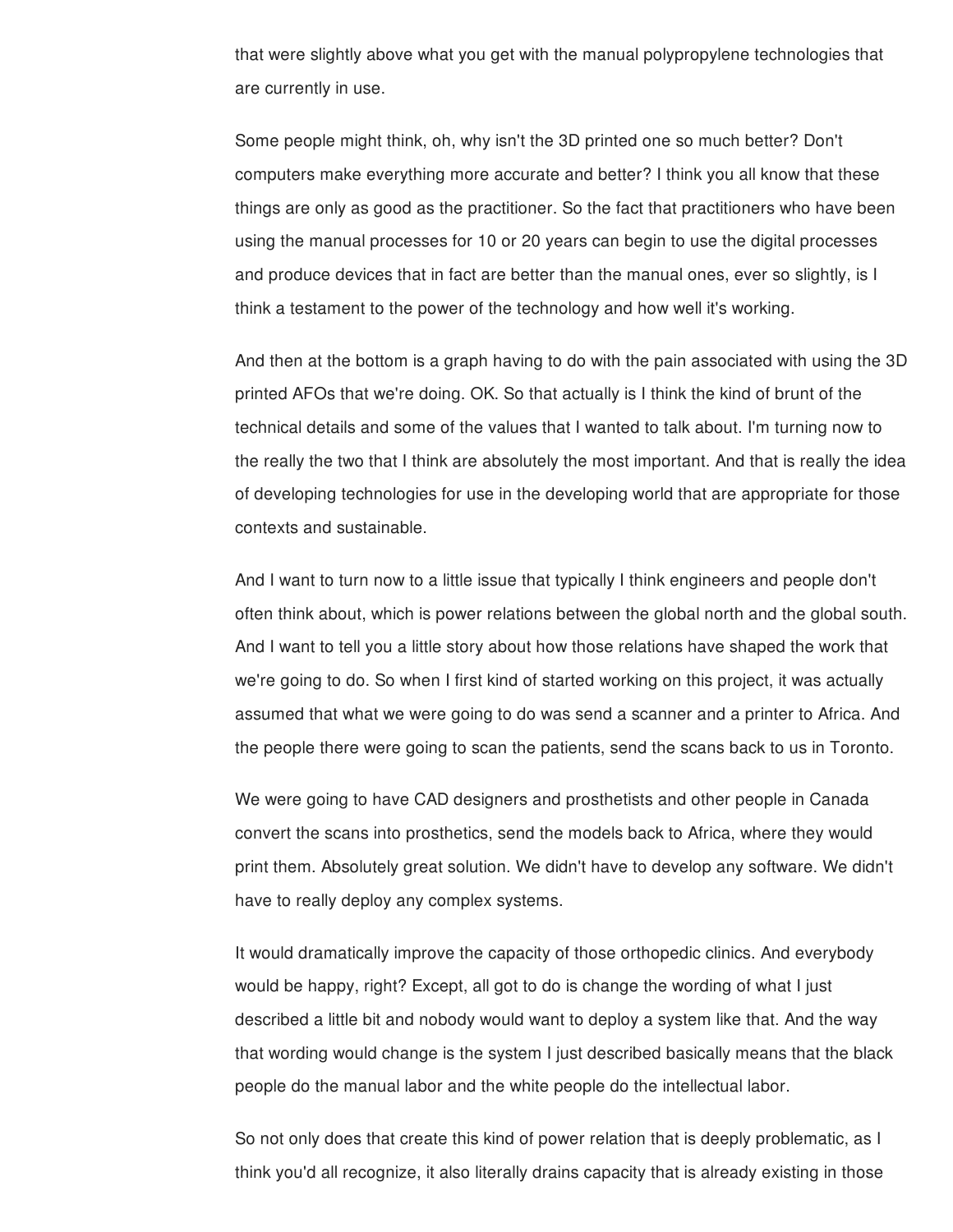that were slightly above what you get with the manual polypropylene technologies that are currently in use.

Some people might think, oh, why isn't the 3D printed one so much better? Don't computers make everything more accurate and better? I think you all know that these things are only as good as the practitioner. So the fact that practitioners who have been using the manual processes for 10 or 20 years can begin to use the digital processes and produce devices that in fact are better than the manual ones, ever so slightly, is I think a testament to the power of the technology and how well it's working.

And then at the bottom is a graph having to do with the pain associated with using the 3D printed AFOs that we're doing. OK. So that actually is I think the kind of brunt of the technical details and some of the values that I wanted to talk about. I'm turning now to the really the two that I think are absolutely the most important. And that is really the idea of developing technologies for use in the developing world that are appropriate for those contexts and sustainable.

And I want to turn now to a little issue that typically I think engineers and people don't often think about, which is power relations between the global north and the global south. And I want to tell you a little story about how those relations have shaped the work that we're going to do. So when I first kind of started working on this project, it was actually assumed that what we were going to do was send a scanner and a printer to Africa. And the people there were going to scan the patients, send the scans back to us in Toronto.

We were going to have CAD designers and prosthetists and other people in Canada convert the scans into prosthetics, send the models back to Africa, where they would print them. Absolutely great solution. We didn't have to develop any software. We didn't have to really deploy any complex systems.

It would dramatically improve the capacity of those orthopedic clinics. And everybody would be happy, right? Except, all got to do is change the wording of what I just described a little bit and nobody would want to deploy a system like that. And the way that wording would change is the system I just described basically means that the black people do the manual labor and the white people do the intellectual labor.

So not only does that create this kind of power relation that is deeply problematic, as I think you'd all recognize, it also literally drains capacity that is already existing in those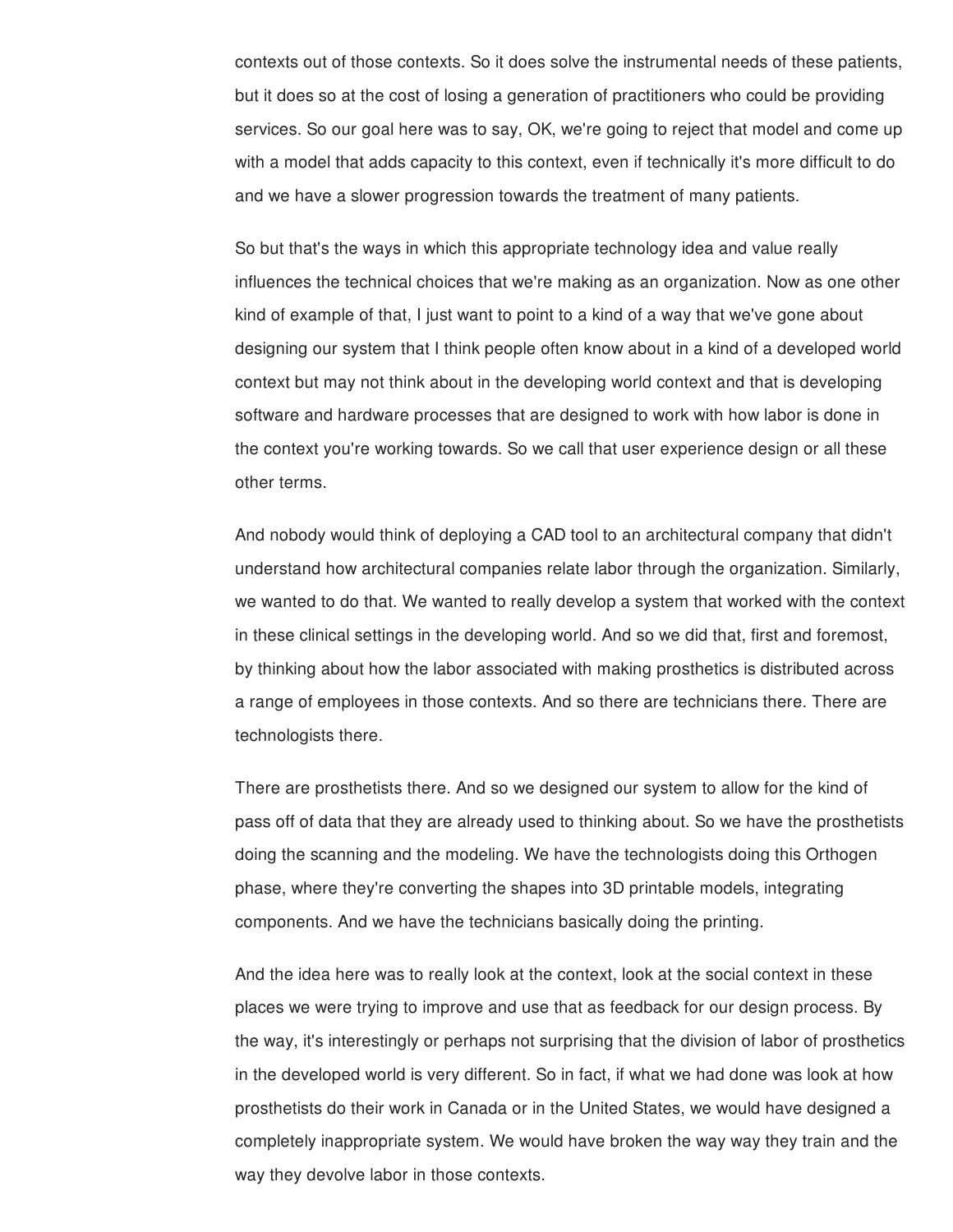contexts out of those contexts. So it does solve the instrumental needs of these patients, but it does so at the cost of losing a generation of practitioners who could be providing services. So our goal here was to say, OK, we're going to reject that model and come up with a model that adds capacity to this context, even if technically it's more difficult to do and we have a slower progression towards the treatment of many patients.

So but that's the ways in which this appropriate technology idea and value really influences the technical choices that we're making as an organization. Now as one other kind of example of that, I just want to point to a kind of a way that we've gone about designing our system that I think people often know about in a kind of a developed world context but may not think about in the developing world context and that is developing software and hardware processes that are designed to work with how labor is done in the context you're working towards. So we call that user experience design or all these other terms.

And nobody would think of deploying a CAD tool to an architectural company that didn't understand how architectural companies relate labor through the organization. Similarly, we wanted to do that. We wanted to really develop a system that worked with the context in these clinical settings in the developing world. And so we did that, first and foremost, by thinking about how the labor associated with making prosthetics is distributed across a range of employees in those contexts. And so there are technicians there. There are technologists there.

There are prosthetists there. And so we designed our system to allow for the kind of pass off of data that they are already used to thinking about. So we have the prosthetists doing the scanning and the modeling. We have the technologists doing this Orthogen phase, where they're converting the shapes into 3D printable models, integrating components. And we have the technicians basically doing the printing.

And the idea here was to really look at the context, look at the social context in these places we were trying to improve and use that as feedback for our design process. By the way, it's interestingly or perhaps not surprising that the division of labor of prosthetics in the developed world is very different. So in fact, if what we had done was look at how prosthetists do their work in Canada or in the United States, we would have designed a completely inappropriate system. We would have broken the way way they train and the way they devolve labor in those contexts.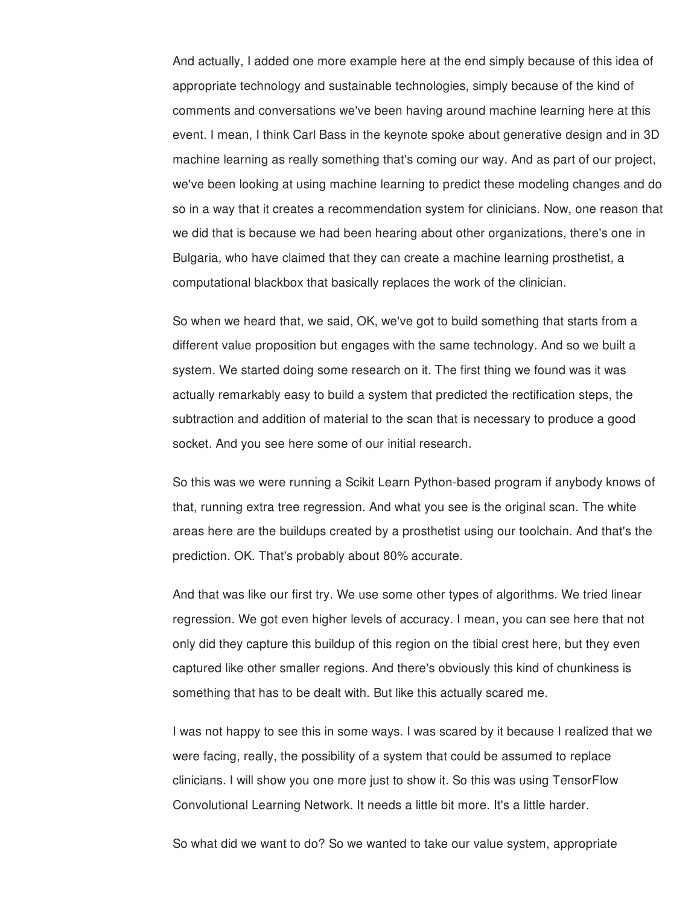And actually, I added one more example here at the end simply because of this idea of appropriate technology and sustainable technologies, simply because of the kind of comments and conversations we've been having around machine learning here at this event. I mean, I think Carl Bass in the keynote spoke about generative design and in 3D machine learning as really something that's coming our way. And as part of our project, we've been looking at using machine learning to predict these modeling changes and do so in a way that it creates a recommendation system for clinicians. Now, one reason that we did that is because we had been hearing about other organizations, there's one in Bulgaria, who have claimed that they can create a machine learning prosthetist, a computational blackbox that basically replaces the work of the clinician.

So when we heard that, we said, OK, we've got to build something that starts from a different value proposition but engages with the same technology. And so we built a system. We started doing some research on it. The first thing we found was it was actually remarkably easy to build a system that predicted the rectification steps, the subtraction and addition of material to the scan that is necessary to produce a good socket. And you see here some of our initial research.

So this was we were running a Scikit Learn Python-based program if anybody knows of that, running extra tree regression. And what you see is the original scan. The white areas here are the buildups created by a prosthetist using our toolchain. And that's the prediction. OK. That's probably about 80% accurate.

And that was like our first try. We use some other types of algorithms. We tried linear regression. We got even higher levels of accuracy. I mean, you can see here that not only did they capture this buildup of this region on the tibial crest here, but they even captured like other smaller regions. And there's obviously this kind of chunkiness is something that has to be dealt with. But like this actually scared me.

I was not happy to see this in some ways. I was scared by it because I realized that we were facing, really, the possibility of a system that could be assumed to replace clinicians. I will show you one more just to show it. So this was using TensorFlow Convolutional Learning Network. It needs a little bit more. It's a little harder.

So what did we want to do? So we wanted to take our value system, appropriate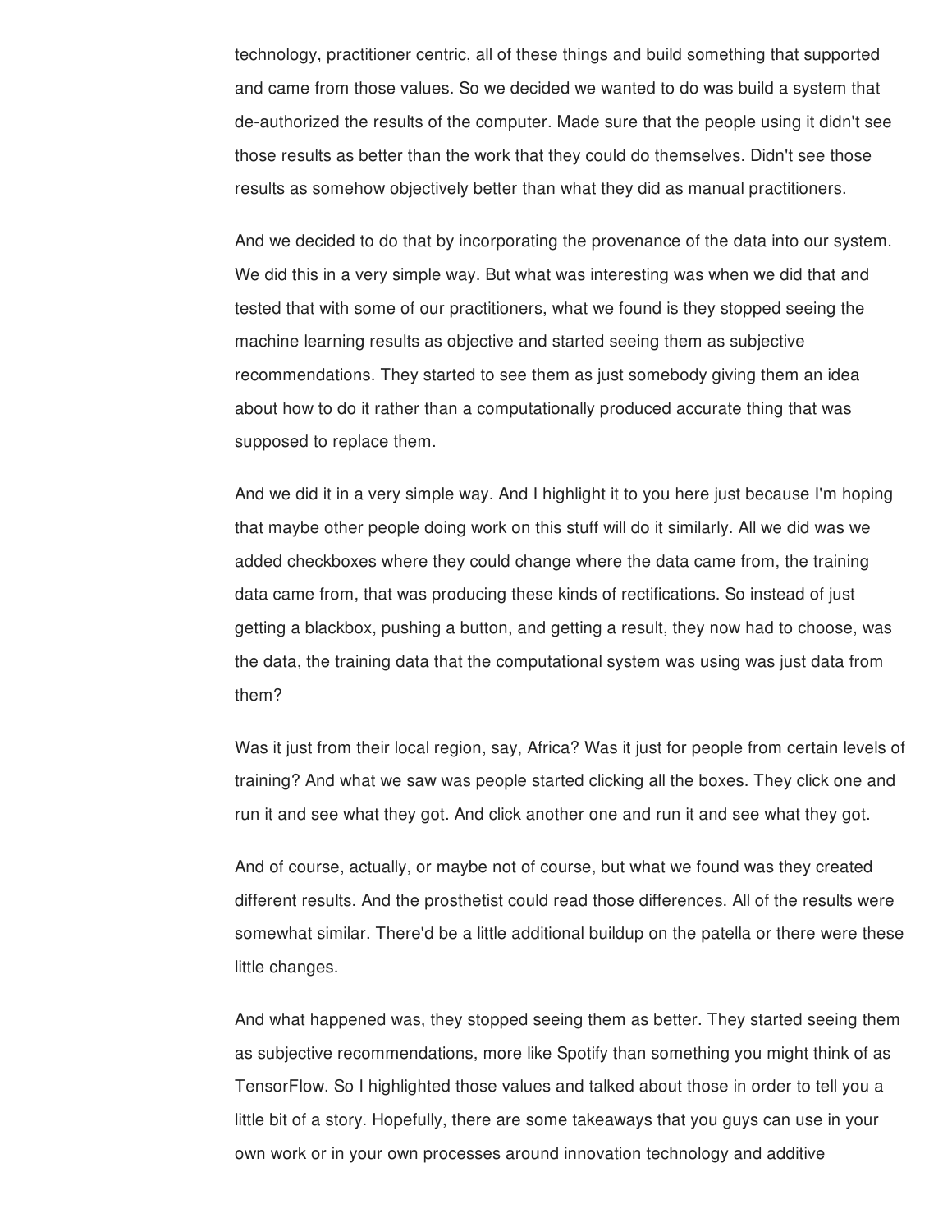technology, practitioner centric, all of these things and build something that supported and came from those values. So we decided we wanted to do was build a system that de-authorized the results of the computer. Made sure that the people using it didn't see those results as better than the work that they could do themselves. Didn't see those results as somehow objectively better than what they did as manual practitioners.

And we decided to do that by incorporating the provenance of the data into our system. We did this in a very simple way. But what was interesting was when we did that and tested that with some of our practitioners, what we found is they stopped seeing the machine learning results as objective and started seeing them as subjective recommendations. They started to see them as just somebody giving them an idea about how to do it rather than a computationally produced accurate thing that was supposed to replace them.

And we did it in a very simple way. And I highlight it to you here just because I'm hoping that maybe other people doing work on this stuff will do it similarly. All we did was we added checkboxes where they could change where the data came from, the training data came from, that was producing these kinds of rectifications. So instead of just getting a blackbox, pushing a button, and getting a result, they now had to choose, was the data, the training data that the computational system was using was just data from them?

Was it just from their local region, say, Africa? Was it just for people from certain levels of training? And what we saw was people started clicking all the boxes. They click one and run it and see what they got. And click another one and run it and see what they got.

And of course, actually, or maybe not of course, but what we found was they created different results. And the prosthetist could read those differences. All of the results were somewhat similar. There'd be a little additional buildup on the patella or there were these little changes.

And what happened was, they stopped seeing them as better. They started seeing them as subjective recommendations, more like Spotify than something you might think of as TensorFlow. So I highlighted those values and talked about those in order to tell you a little bit of a story. Hopefully, there are some takeaways that you guys can use in your own work or in your own processes around innovation technology and additive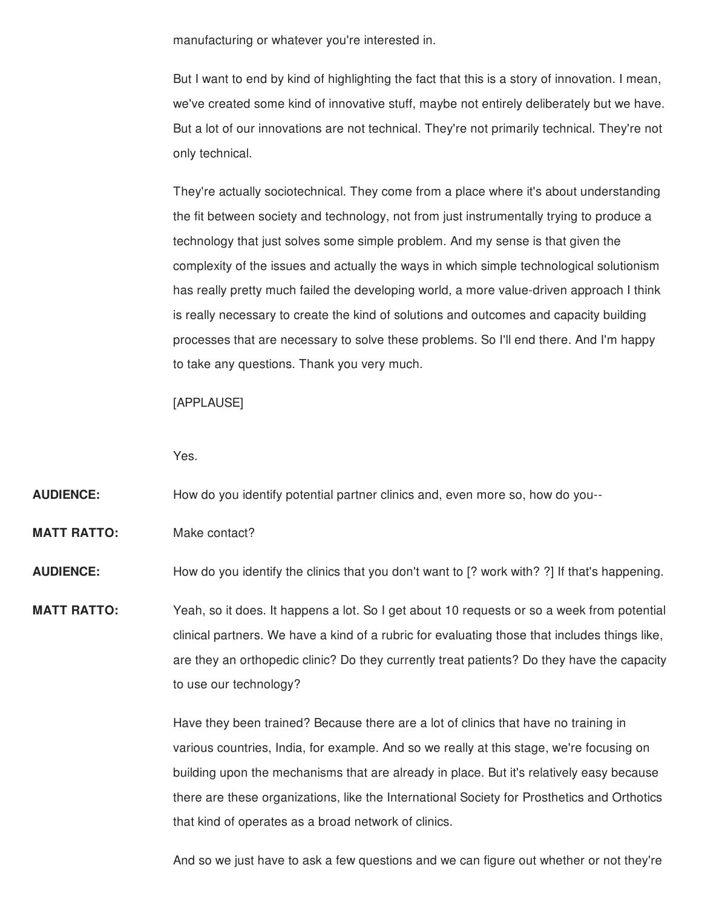manufacturing or whatever you're interested in.

But I want to end by kind of highlighting the fact that this is a story of innovation. I mean, we've created some kind of innovative stuff, maybe not entirely deliberately but we have. But a lot of our innovations are not technical. They're not primarily technical. They're not only technical.

They're actually sociotechnical. They come from a place where it's about understanding the fit between society and technology, not from just instrumentally trying to produce a technology that just solves some simple problem. And my sense is that given the complexity of the issues and actually the ways in which simple technological solutionism has really pretty much failed the developing world, a more value-driven approach I think is really necessary to create the kind of solutions and outcomes and capacity building processes that are necessary to solve these problems. So I'll end there. And I'm happy to take any questions. Thank you very much.

[APPLAUSE]

Yes.

**AUDIENCE:** How do you identify potential partner clinics and, even more so, how do you--

**MATT RATTO:** Make contact?

**AUDIENCE:** How do you identify the clinics that you don't want to [? work with? ?] If that's happening.

**MATT RATTO:** Yeah, so it does. It happens a lot. So I get about 10 requests or so a week from potential clinical partners. We have a kind of a rubric for evaluating those that includes things like, are they an orthopedic clinic? Do they currently treat patients? Do they have the capacity to use our technology?

Have they been trained? Because there are a lot of clinics that have no training in various countries, India, for example. And so we really at this stage, we're focusing on building upon the mechanisms that are already in place. But it's relatively easy because there are these organizations, like the International Society for Prosthetics and Orthotics that kind of operates as a broad network of clinics.

And so we just have to ask a few questions and we can figure out whether or not they're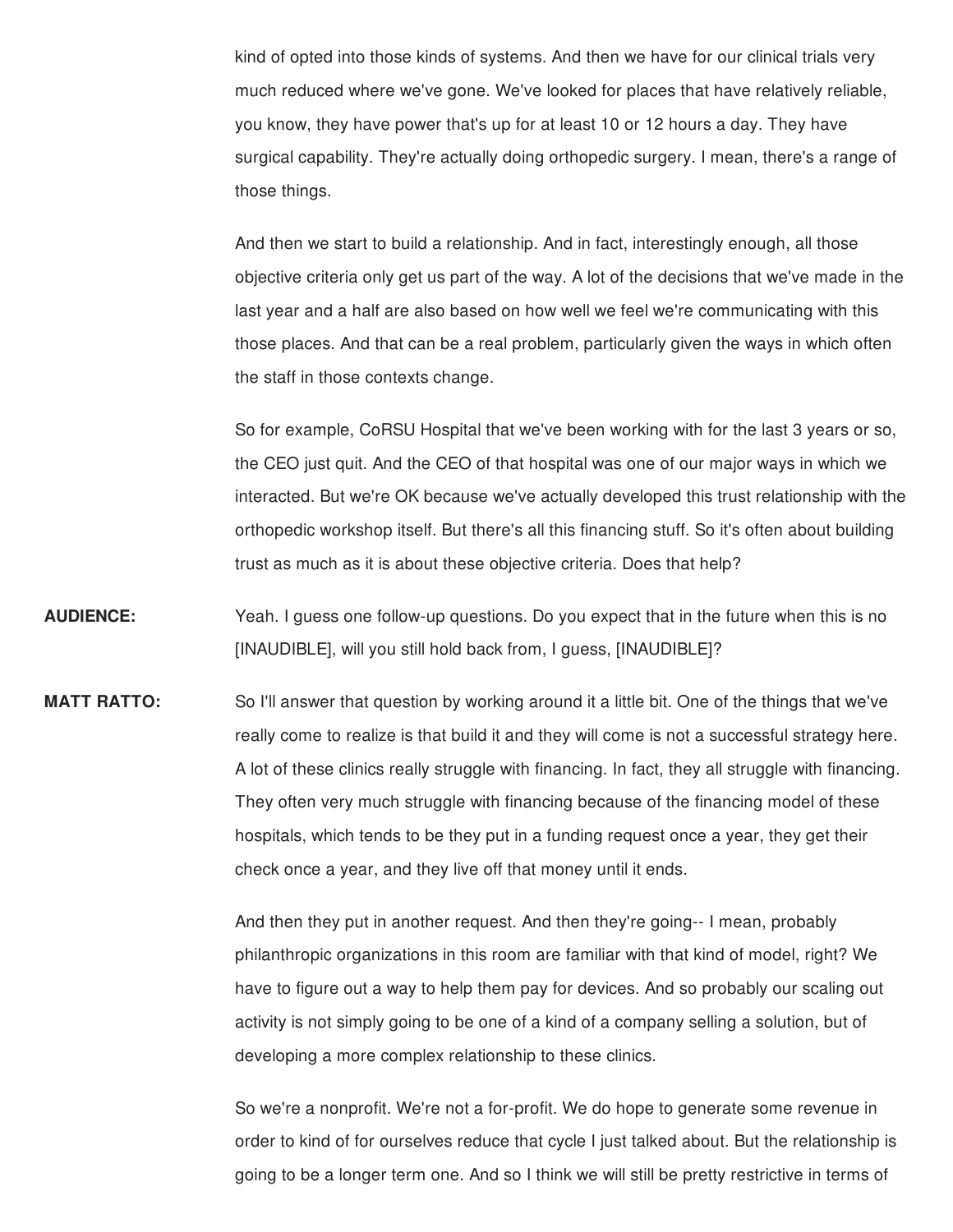kind of opted into those kinds of systems. And then we have for our clinical trials very much reduced where we've gone. We've looked for places that have relatively reliable, you know, they have power that's up for at least 10 or 12 hours a day. They have surgical capability. They're actually doing orthopedic surgery. I mean, there's a range of those things.

And then we start to build a relationship. And in fact, interestingly enough, all those objective criteria only get us part of the way. A lot of the decisions that we've made in the last year and a half are also based on how well we feel we're communicating with this those places. And that can be a real problem, particularly given the ways in which often the staff in those contexts change.

So for example, CoRSU Hospital that we've been working with for the last 3 years or so, the CEO just quit. And the CEO of that hospital was one of our major ways in which we interacted. But we're OK because we've actually developed this trust relationship with the orthopedic workshop itself. But there's all this financing stuff. So it's often about building trust as much as it is about these objective criteria. Does that help?

**AUDIENCE:** Yeah. I guess one follow-up questions. Do you expect that in the future when this is no [INAUDIBLE], will you still hold back from, I guess, [INAUDIBLE]?

**MATT RATTO:** So I'll answer that question by working around it a little bit. One of the things that we've really come to realize is that build it and they will come is not a successful strategy here. A lot of these clinics really struggle with financing. In fact, they all struggle with financing. They often very much struggle with financing because of the financing model of these hospitals, which tends to be they put in a funding request once a year, they get their check once a year, and they live off that money until it ends.

And then they put in another request. And then they're going-- I mean, probably philanthropic organizations in this room are familiar with that kind of model, right? We have to figure out a way to help them pay for devices. And so probably our scaling out activity is not simply going to be one of a kind of a company selling a solution, but of developing a more complex relationship to these clinics.

So we're a nonprofit. We're not a for-profit. We do hope to generate some revenue in order to kind of for ourselves reduce that cycle I just talked about. But the relationship is going to be a longer term one. And so I think we will still be pretty restrictive in terms of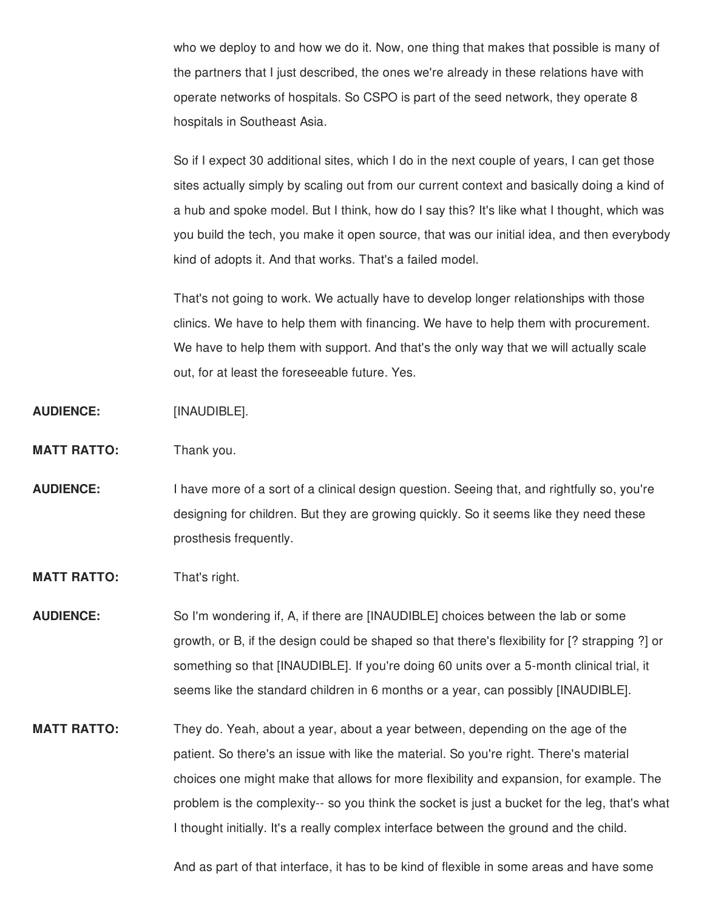who we deploy to and how we do it. Now, one thing that makes that possible is many of the partners that I just described, the ones we're already in these relations have with operate networks of hospitals. So CSPO is part of the seed network, they operate 8 hospitals in Southeast Asia.

So if I expect 30 additional sites, which I do in the next couple of years, I can get those sites actually simply by scaling out from our current context and basically doing a kind of a hub and spoke model. But I think, how do I say this? It's like what I thought, which was you build the tech, you make it open source, that was our initial idea, and then everybody kind of adopts it. And that works. That's a failed model.

That's not going to work. We actually have to develop longer relationships with those clinics. We have to help them with financing. We have to help them with procurement. We have to help them with support. And that's the only way that we will actually scale out, for at least the foreseeable future. Yes.

**AUDIENCE:** [INAUDIBLE].

**MATT RATTO:** Thank you.

**AUDIENCE:** I have more of a sort of a clinical design question. Seeing that, and rightfully so, you're designing for children. But they are growing quickly. So it seems like they need these prosthesis frequently.

**MATT RATTO:** That's right.

**AUDIENCE:** So I'm wondering if, A, if there are [INAUDIBLE] choices between the lab or some growth, or B, if the design could be shaped so that there's flexibility for [? strapping ?] or something so that [INAUDIBLE]. If you're doing 60 units over a 5-month clinical trial, it seems like the standard children in 6 months or a year, can possibly [INAUDIBLE].

**MATT RATTO:** They do. Yeah, about a year, about a year between, depending on the age of the patient. So there's an issue with like the material. So you're right. There's material choices one might make that allows for more flexibility and expansion, for example. The problem is the complexity-- so you think the socket is just a bucket for the leg, that's what I thought initially. It's a really complex interface between the ground and the child.

And as part of that interface, it has to be kind of flexible in some areas and have some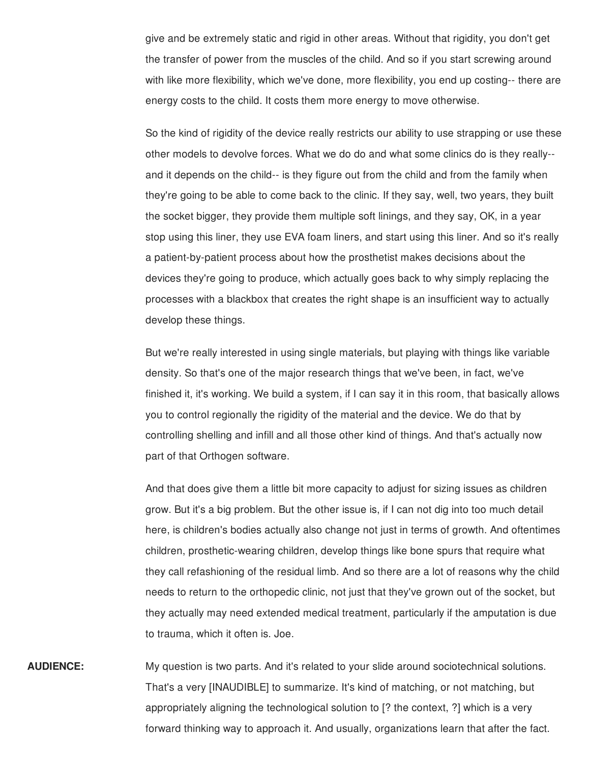give and be extremely static and rigid in other areas. Without that rigidity, you don't get the transfer of power from the muscles of the child. And so if you start screwing around with like more flexibility, which we've done, more flexibility, you end up costing-- there are energy costs to the child. It costs them more energy to move otherwise.

So the kind of rigidity of the device really restricts our ability to use strapping or use these other models to devolve forces. What we do do and what some clinics do is they really-- and it depends on the child-- is they figure out from the child and from the family when they're going to be able to come back to the clinic. If they say, well, two years, they built the socket bigger, they provide them multiple soft linings, and they say, OK, in a year stop using this liner, they use EVA foam liners, and start using this liner. And so it's really a patient-by-patient process about how the prosthetist makes decisions about the devices they're going to produce, which actually goes back to why simply replacing the processes with a blackbox that creates the right shape is an insufficient way to actually develop these things.

But we're really interested in using single materials, but playing with things like variable density. So that's one of the major research things that we've been, in fact, we've finished it, it's working. We build a system, if I can say it in this room, that basically allows you to control regionally the rigidity of the material and the device. We do that by controlling shelling and infill and all those other kind of things. And that's actually now part of that Orthogen software.

And that does give them a little bit more capacity to adjust for sizing issues as children grow. But it's a big problem. But the other issue is, if I can not dig into too much detail here, is children's bodies actually also change not just in terms of growth. And oftentimes children, prosthetic-wearing children, develop things like bone spurs that require what they call refashioning of the residual limb. And so there are a lot of reasons why the child needs to return to the orthopedic clinic, not just that they've grown out of the socket, but they actually may need extended medical treatment, particularly if the amputation is due to trauma, which it often is. Joe.

**AUDIENCE:** My question is two parts. And it's related to your slide around sociotechnical solutions. That's a very [INAUDIBLE] to summarize. It's kind of matching, or not matching, but appropriately aligning the technological solution to [? the context, ?] which is a very forward thinking way to approach it. And usually, organizations learn that after the fact.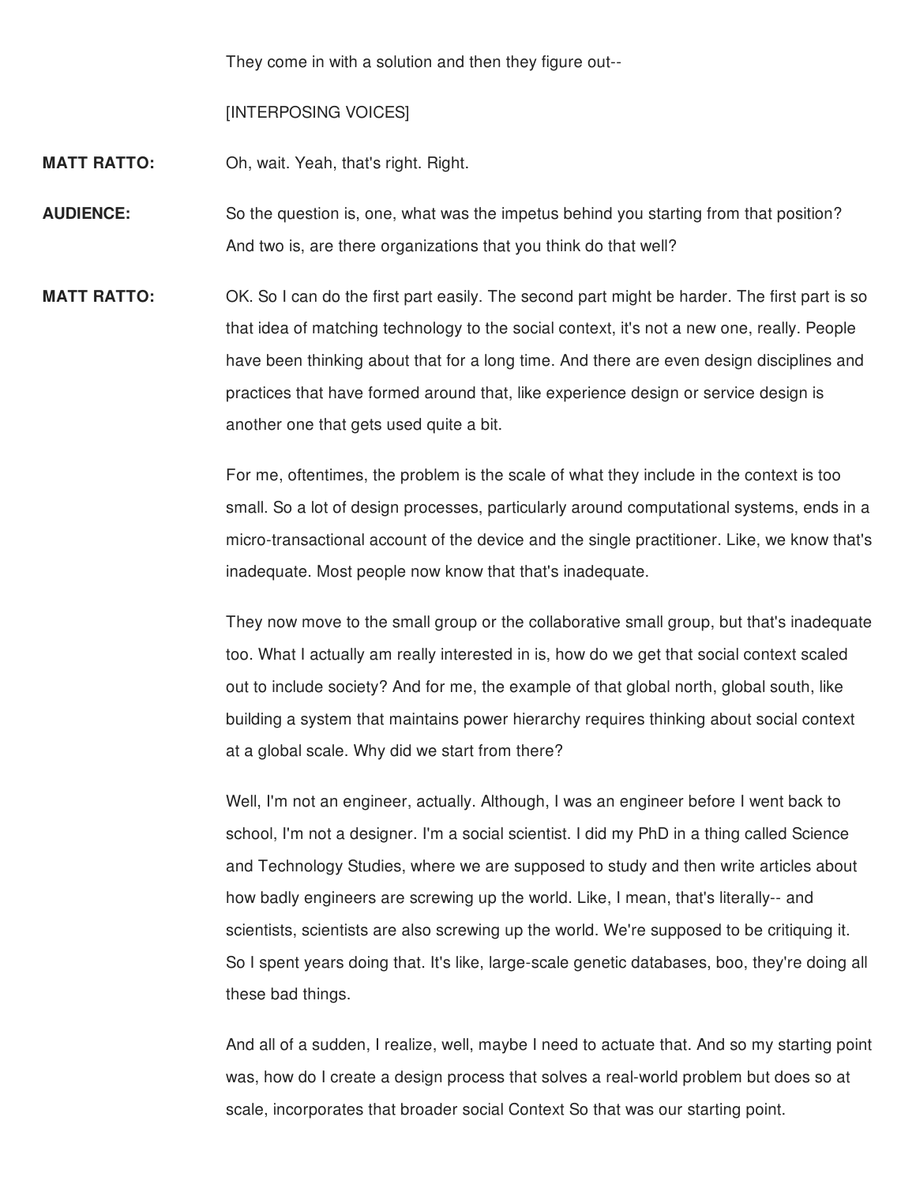They come in with a solution and then they figure out--

[INTERPOSING VOICES]

**MATT RATTO:** Oh, wait. Yeah, that's right. Right.

**AUDIENCE:** So the question is, one, what was the impetus behind you starting from that position? And two is, are there organizations that you think do that well?

**MATT RATTO:** OK. So I can do the first part easily. The second part might be harder. The first part is so that idea of matching technology to the social context, it's not a new one, really. People have been thinking about that for a long time. And there are even design disciplines and practices that have formed around that, like experience design or service design is another one that gets used quite a bit.

For me, oftentimes, the problem is the scale of what they include in the context is too small. So a lot of design processes, particularly around computational systems, ends in a micro-transactional account of the device and the single practitioner. Like, we know that's inadequate. Most people now know that that's inadequate.

They now move to the small group or the collaborative small group, but that's inadequate too. What I actually am really interested in is, how do we get that social context scaled out to include society? And for me, the example of that global north, global south, like building a system that maintains power hierarchy requires thinking about social context at a global scale. Why did we start from there?

Well, I'm not an engineer, actually. Although, I was an engineer before I went back to school, I'm not a designer. I'm a social scientist. I did my PhD in a thing called Science and Technology Studies, where we are supposed to study and then write articles about how badly engineers are screwing up the world. Like, I mean, that's literally-- and scientists, scientists are also screwing up the world. We're supposed to be critiquing it. So I spent years doing that. It's like, large-scale genetic databases, boo, they're doing all these bad things.

And all of a sudden, I realize, well, maybe I need to actuate that. And so my starting point was, how do I create a design process that solves a real-world problem but does so at scale, incorporates that broader social Context So that was our starting point.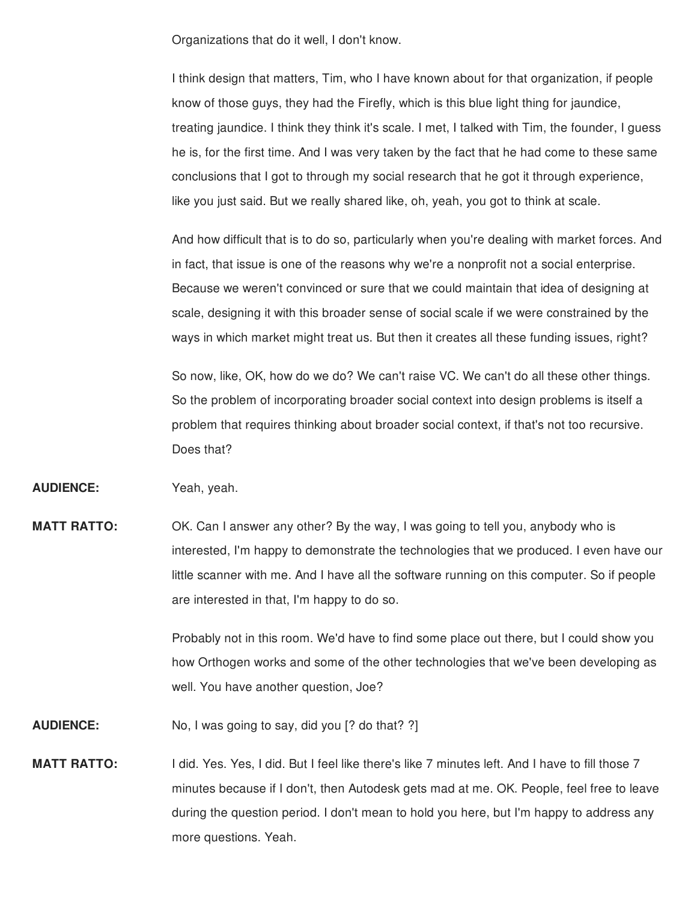Organizations that do it well, I don't know.

I think design that matters, Tim, who I have known about for that organization, if people know of those guys, they had the Firefly, which is this blue light thing for jaundice, treating jaundice. I think they think it's scale. I met, I talked with Tim, the founder, I guess he is, for the first time. And I was very taken by the fact that he had come to these same conclusions that I got to through my social research that he got it through experience, like you just said. But we really shared like, oh, yeah, you got to think at scale.

And how difficult that is to do so, particularly when you're dealing with market forces. And in fact, that issue is one of the reasons why we're a nonprofit not a social enterprise. Because we weren't convinced or sure that we could maintain that idea of designing at scale, designing it with this broader sense of social scale if we were constrained by the ways in which market might treat us. But then it creates all these funding issues, right?

So now, like, OK, how do we do? We can't raise VC. We can't do all these other things. So the problem of incorporating broader social context into design problems is itself a problem that requires thinking about broader social context, if that's not too recursive. Does that?

**AUDIENCE:** Yeah, yeah.

**MATT RATTO:** OK. Can I answer any other? By the way, I was going to tell you, anybody who is interested, I'm happy to demonstrate the technologies that we produced. I even have our little scanner with me. And I have all the software running on this computer. So if people are interested in that, I'm happy to do so.

Probably not in this room. We'd have to find some place out there, but I could show you how Orthogen works and some of the other technologies that we've been developing as well. You have another question, Joe?

**AUDIENCE:** No, I was going to say, did you [? do that? ?]

**MATT RATTO:** I did. Yes. Yes, I did. But I feel like there's like 7 minutes left. And I have to fill those 7 minutes because if I don't, then Autodesk gets mad at me. OK. People, feel free to leave during the question period. I don't mean to hold you here, but I'm happy to address any more questions. Yeah.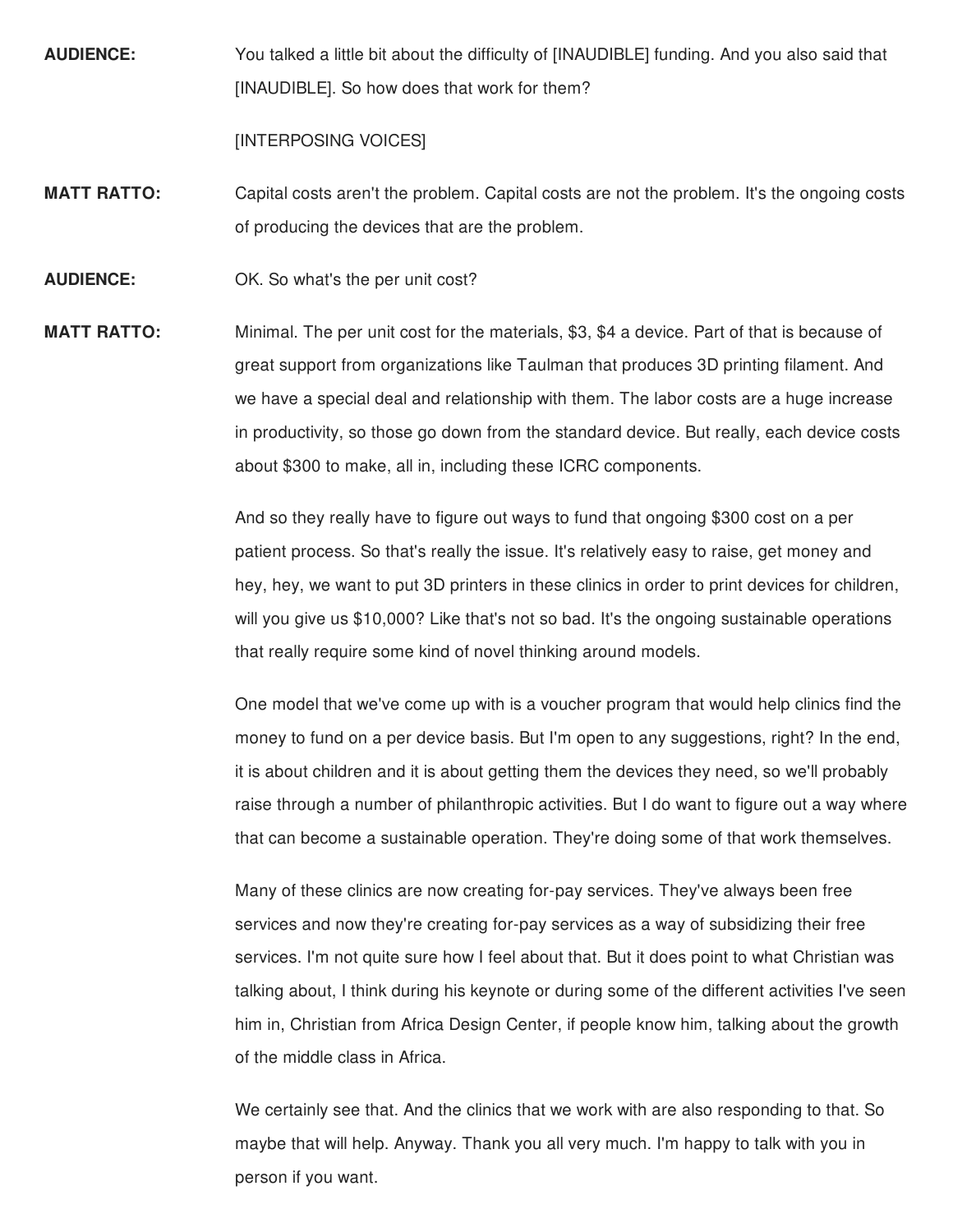**AUDIENCE:** You talked a little bit about the difficulty of [INAUDIBLE] funding. And you also said that [INAUDIBLE]. So how does that work for them?

[INTERPOSING VOICES]

**MATT RATTO:** Capital costs aren't the problem. Capital costs are not the problem. It's the ongoing costs of producing the devices that are the problem.

**AUDIENCE:** OK. So what's the per unit cost?

**MATT RATTO:** Minimal. The per unit cost for the materials, $3, $4 a device. Part of that is because of great support from organizations like Taulman that produces 3D printing filament. And we have a special deal and relationship with them. The labor costs are a huge increase in productivity, so those go down from the standard device. But really, each device costs about $300 to make, all in, including these ICRC components.

And so they really have to figure out ways to fund that ongoing $300 cost on a per patient process. So that's really the issue. It's relatively easy to raise, get money and hey, hey, we want to put 3D printers in these clinics in order to print devices for children, will you give us $10,000? Like that's not so bad. It's the ongoing sustainable operations that really require some kind of novel thinking around models.

One model that we've come up with is a voucher program that would help clinics find the money to fund on a per device basis. But I'm open to any suggestions, right? In the end, it is about children and it is about getting them the devices they need, so we'll probably raise through a number of philanthropic activities. But I do want to figure out a way where that can become a sustainable operation. They're doing some of that work themselves.

Many of these clinics are now creating for-pay services. They've always been free services and now they're creating for-pay services as a way of subsidizing their free services. I'm not quite sure how I feel about that. But it does point to what Christian was talking about, I think during his keynote or during some of the different activities I've seen him in, Christian from Africa Design Center, if people know him, talking about the growth of the middle class in Africa.

We certainly see that. And the clinics that we work with are also responding to that. So maybe that will help. Anyway. Thank you all very much. I'm happy to talk with you in person if you want.